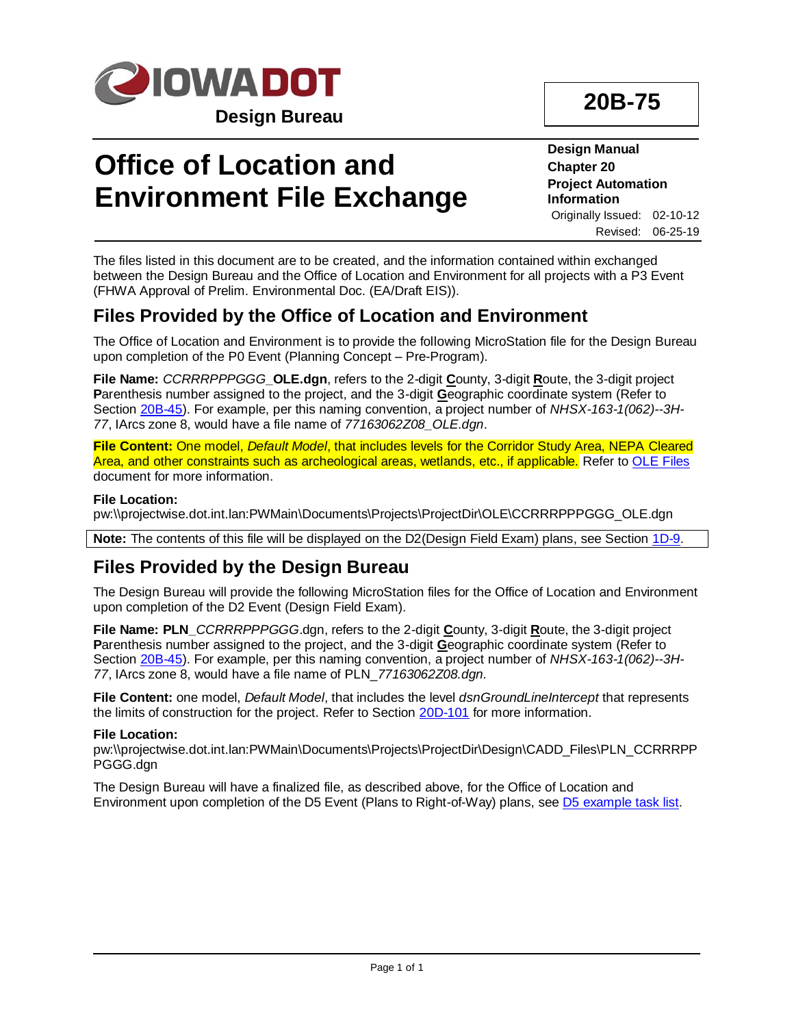Design Bureau

**20B-75**

# Office of Location and Environment File Exchange

**Design Manual**
**Chapter 20**
**Project Automation Information**
Originally Issued: 02-10-12
Revised: 06-25-19

The files listed in this document are to be created, and the information contained within exchanged between the Design Bureau and the Office of Location and Environment for all projects with a P3 Event (FHWA Approval of Prelim. Environmental Doc. (EA/Draft EIS)).

## Files Provided by the Office of Location and Environment

The Office of Location and Environment is to provide the following MicroStation file for the Design Bureau upon completion of the P0 Event (Planning Concept – Pre-Program).

**File Name:** *CCRRRPPPGGG_***OLE.dgn**, refers to the 2-digit **C**ounty, 3-digit **R**oute, the 3-digit project **P**arenthesis number assigned to the project, and the 3-digit **G**eographic coordinate system (Refer to Section 20B-45). For example, per this naming convention, a project number of *NHSX-163-1(062)--3H-77*, IArcs zone 8, would have a file name of *77163062Z08_OLE.dgn*.

**File Content:** One model, *Default Model*, that includes levels for the Corridor Study Area, NEPA Cleared Area, and other constraints such as archeological areas, wetlands, etc., if applicable. Refer to OLE Files document for more information.

**File Location:**
pw:\\projectwise.dot.int.lan:PWMain\Documents\Projects\ProjectDir\OLE\CCRRRPPPGGG_OLE.dgn

**Note:** The contents of this file will be displayed on the D2(Design Field Exam) plans, see Section 1D-9.

## Files Provided by the Design Bureau

The Design Bureau will provide the following MicroStation files for the Office of Location and Environment upon completion of the D2 Event (Design Field Exam).

**File Name: PLN**_*CCRRRPPPGGG*.dgn, refers to the 2-digit **C**ounty, 3-digit **R**oute, the 3-digit project **P**arenthesis number assigned to the project, and the 3-digit **G**eographic coordinate system (Refer to Section 20B-45). For example, per this naming convention, a project number of *NHSX-163-1(062)--3H-77*, IArcs zone 8, would have a file name of PLN_*77163062Z08.dgn*.

**File Content:** one model, *Default Model*, that includes the level *dsnGroundLineIntercept* that represents the limits of construction for the project. Refer to Section 20D-101 for more information.

**File Location:**
pw:\\projectwise.dot.int.lan:PWMain\Documents\Projects\ProjectDir\Design\CADD_Files\PLN_CCRRRPPPGGG.dgn

The Design Bureau will have a finalized file, as described above, for the Office of Location and Environment upon completion of the D5 Event (Plans to Right-of-Way) plans, see D5 example task list.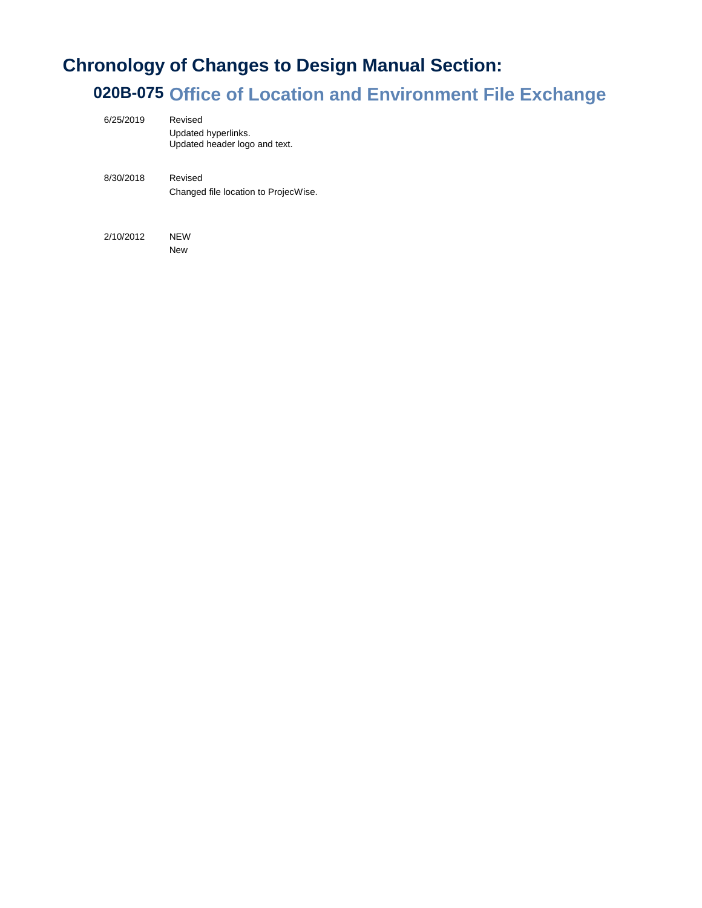# Chronology of Changes to Design Manual Section:

## 020B-075 Office of Location and Environment File Exchange

| | |
|---|---|
| 6/25/2019 | Revised<br>Updated hyperlinks.<br>Updated header logo and text. |
| 8/30/2018 | Revised<br>Changed file location to ProjecWise. |
| 2/10/2012 | NEW<br>New |